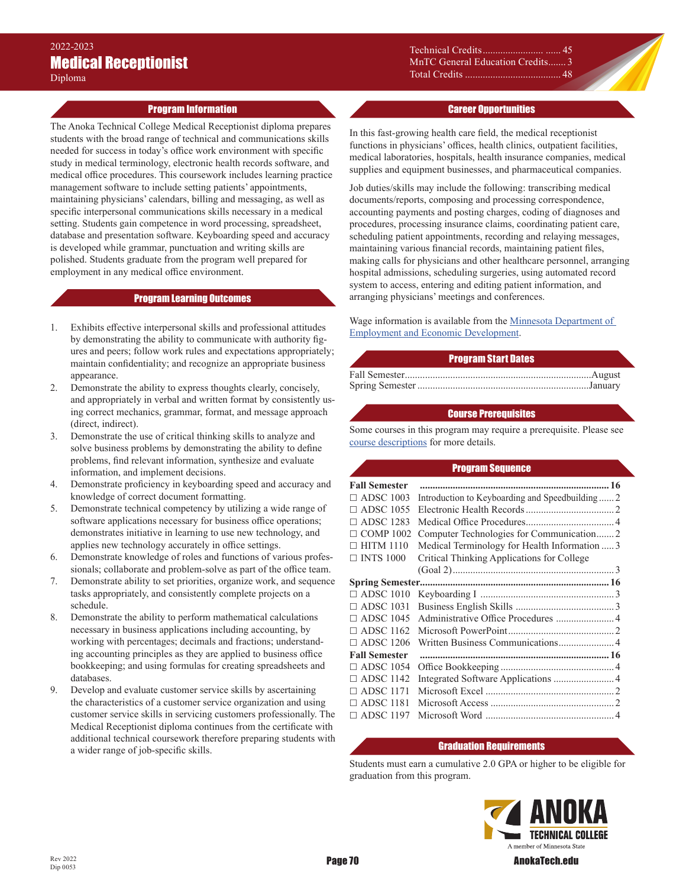2022-2023

# Medical Receptionist

Diploma

Technical Credits.............................. 45
MnTC General Education Credits....... 3
Total Credits ...................................... 48

## Program Information

The Anoka Technical College Medical Receptionist diploma prepares students with the broad range of technical and communications skills needed for success in today's office work environment with specific study in medical terminology, electronic health records software, and medical office procedures. This coursework includes learning practice management software to include setting patients' appointments, maintaining physicians' calendars, billing and messaging, as well as specific interpersonal communications skills necessary in a medical setting. Students gain competence in word processing, spreadsheet, database and presentation software. Keyboarding speed and accuracy is developed while grammar, punctuation and writing skills are polished. Students graduate from the program well prepared for employment in any medical office environment.

## Program Learning Outcomes

1. Exhibits effective interpersonal skills and professional attitudes by demonstrating the ability to communicate with authority figures and peers; follow work rules and expectations appropriately; maintain confidentiality; and recognize an appropriate business appearance.
2. Demonstrate the ability to express thoughts clearly, concisely, and appropriately in verbal and written format by consistently using correct mechanics, grammar, format, and message approach (direct, indirect).
3. Demonstrate the use of critical thinking skills to analyze and solve business problems by demonstrating the ability to define problems, find relevant information, synthesize and evaluate information, and implement decisions.
4. Demonstrate proficiency in keyboarding speed and accuracy and knowledge of correct document formatting.
5. Demonstrate technical competency by utilizing a wide range of software applications necessary for business office operations; demonstrates initiative in learning to use new technology, and applies new technology accurately in office settings.
6. Demonstrate knowledge of roles and functions of various professionals; collaborate and problem-solve as part of the office team.
7. Demonstrate ability to set priorities, organize work, and sequence tasks appropriately, and consistently complete projects on a schedule.
8. Demonstrate the ability to perform mathematical calculations necessary in business applications including accounting, by working with percentages; decimals and fractions; understanding accounting principles as they are applied to business office bookkeeping; and using formulas for creating spreadsheets and databases.
9. Develop and evaluate customer service skills by ascertaining the characteristics of a customer service organization and using customer service skills in servicing customers professionally. The Medical Receptionist diploma continues from the certificate with additional technical coursework therefore preparing students with a wider range of job-specific skills.

## Career Opportunities

In this fast-growing health care field, the medical receptionist functions in physicians' offices, health clinics, outpatient facilities, medical laboratories, hospitals, health insurance companies, medical supplies and equipment businesses, and pharmaceutical companies.

Job duties/skills may include the following: transcribing medical documents/reports, composing and processing correspondence, accounting payments and posting charges, coding of diagnoses and procedures, processing insurance claims, coordinating patient care, scheduling patient appointments, recording and relaying messages, maintaining various financial records, maintaining patient files, making calls for physicians and other healthcare personnel, arranging hospital admissions, scheduling surgeries, using automated record system to access, entering and editing patient information, and arranging physicians' meetings and conferences.

Wage information is available from the Minnesota Department of Employment and Economic Development.

## Program Start Dates

Fall Semester.......................................................................August
Spring Semester ...................................................................January

## Course Prerequisites

Some courses in this program may require a prerequisite. Please see course descriptions for more details.

## Program Sequence

**Fall Semester ........................................................................... 16**

- ☐ ADSC 1003 Introduction to Keyboarding and Speedbuilding ...... 2
- ☐ ADSC 1055 Electronic Health Records ................................... 2
- ☐ ADSC 1283 Medical Office Procedures.................................... 4
- ☐ COMP 1002 Computer Technologies for Communication....... 2
- ☐ HITM 1110 Medical Terminology for Health Information ..... 3
- ☐ INTS 1000 Critical Thinking Applications for College (Goal 2)................................................................ 3

**Spring Semester.......................................................................... 16**

- ☐ ADSC 1010 Keyboarding I ..................................................... 3
- ☐ ADSC 1031 Business English Skills ....................................... 3
- ☐ ADSC 1045 Administrative Office Procedures ........................ 4
- ☐ ADSC 1162 Microsoft PowerPoint.......................................... 2
- ☐ ADSC 1206 Written Business Communications...................... 4

**Fall Semester ........................................................................... 16**

- ☐ ADSC 1054 Office Bookkeeping ............................................. 4
- ☐ ADSC 1142 Integrated Software Applications ........................ 4
- ☐ ADSC 1171 Microsoft Excel ................................................... 2
- ☐ ADSC 1181 Microsoft Access ................................................. 2
- ☐ ADSC 1197 Microsoft Word ................................................... 4

## Graduation Requirements

Students must earn a cumulative 2.0 GPA or higher to be eligible for graduation from this program.

Rev 2022
Dip 0053

ANOKA TECHNICAL COLLEGE
A member of Minnesota State

AnokaTech.edu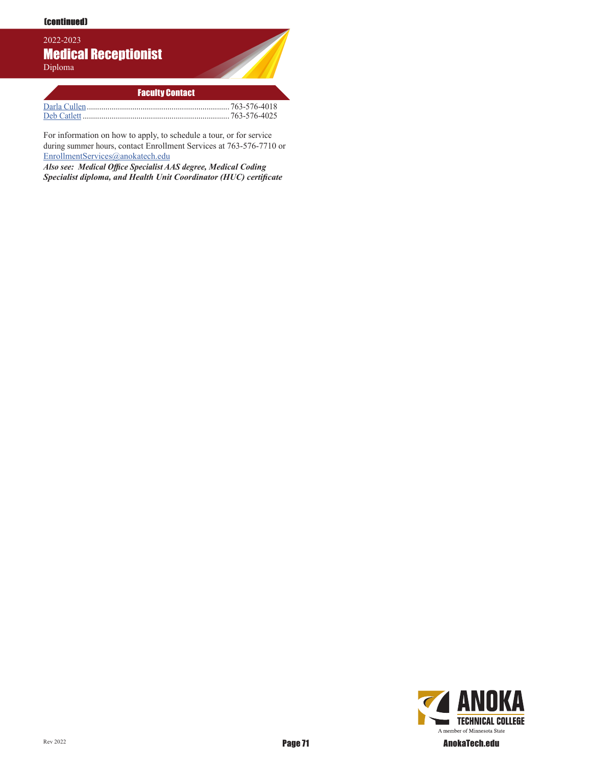(continued)

2022-2023

# Medical Receptionist

Diploma

## Faculty Contact

Darla Cullen ..................................................................... 763-576-4018
Deb Catlett ....................................................................... 763-576-4025

For information on how to apply, to schedule a tour, or for service during summer hours, contact Enrollment Services at 763-576-7710 or EnrollmentServices@anokatech.edu

***Also see: Medical Office Specialist AAS degree, Medical Coding Specialist diploma, and Health Unit Coordinator (HUC) certificate***